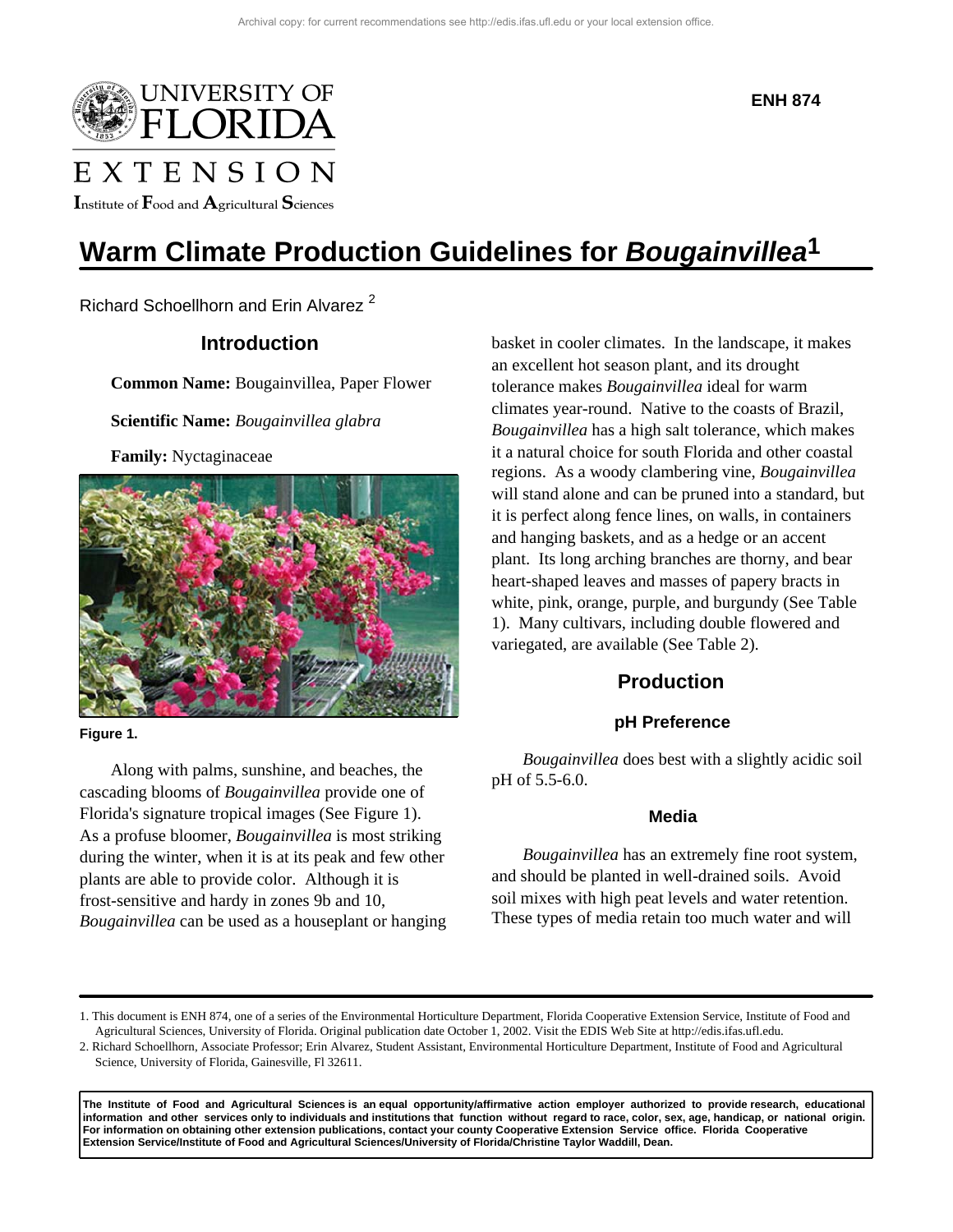ENH 874

# Warm Climate Production Guidelines for *Bougainvillea*[1]

Richard Schoellhorn and Erin Alvarez [2]

## Introduction

**Common Name:** Bougainvillea, Paper Flower

**Scientific Name:** *Bougainvillea glabra*

**Family:** Nyctaginaceae

**Figure 1.**

Along with palms, sunshine, and beaches, the cascading blooms of *Bougainvillea* provide one of Florida's signature tropical images (See Figure 1). As a profuse bloomer, *Bougainvillea* is most striking during the winter, when it is at its peak and few other plants are able to provide color. Although it is frost-sensitive and hardy in zones 9b and 10, *Bougainvillea* can be used as a houseplant or hanging basket in cooler climates. In the landscape, it makes an excellent hot season plant, and its drought tolerance makes *Bougainvillea* ideal for warm climates year-round. Native to the coasts of Brazil, *Bougainvillea* has a high salt tolerance, which makes it a natural choice for south Florida and other coastal regions. As a woody clambering vine, *Bougainvillea* will stand alone and can be pruned into a standard, but it is perfect along fence lines, on walls, in containers and hanging baskets, and as a hedge or an accent plant. Its long arching branches are thorny, and bear heart-shaped leaves and masses of papery bracts in white, pink, orange, purple, and burgundy (See Table 1). Many cultivars, including double flowered and variegated, are available (See Table 2).

## Production

### pH Preference

*Bougainvillea* does best with a slightly acidic soil pH of 5.5-6.0.

### Media

*Bougainvillea* has an extremely fine root system, and should be planted in well-drained soils. Avoid soil mixes with high peat levels and water retention. These types of media retain too much water and will

---

1. This document is ENH 874, one of a series of the Environmental Horticulture Department, Florida Cooperative Extension Service, Institute of Food and Agricultural Sciences, University of Florida. Original publication date October 1, 2002. Visit the EDIS Web Site at http://edis.ifas.ufl.edu.
2. Richard Schoellhorn, Associate Professor; Erin Alvarez, Student Assistant, Environmental Horticulture Department, Institute of Food and Agricultural Science, University of Florida, Gainesville, Fl 32611.

**The Institute of Food and Agricultural Sciences is an equal opportunity/affirmative action employer authorized to provide research, educational information and other services only to individuals and institutions that function without regard to race, color, sex, age, handicap, or national origin. For information on obtaining other extension publications, contact your county Cooperative Extension Service office. Florida Cooperative Extension Service/Institute of Food and Agricultural Sciences/University of Florida/Christine Taylor Waddill, Dean.**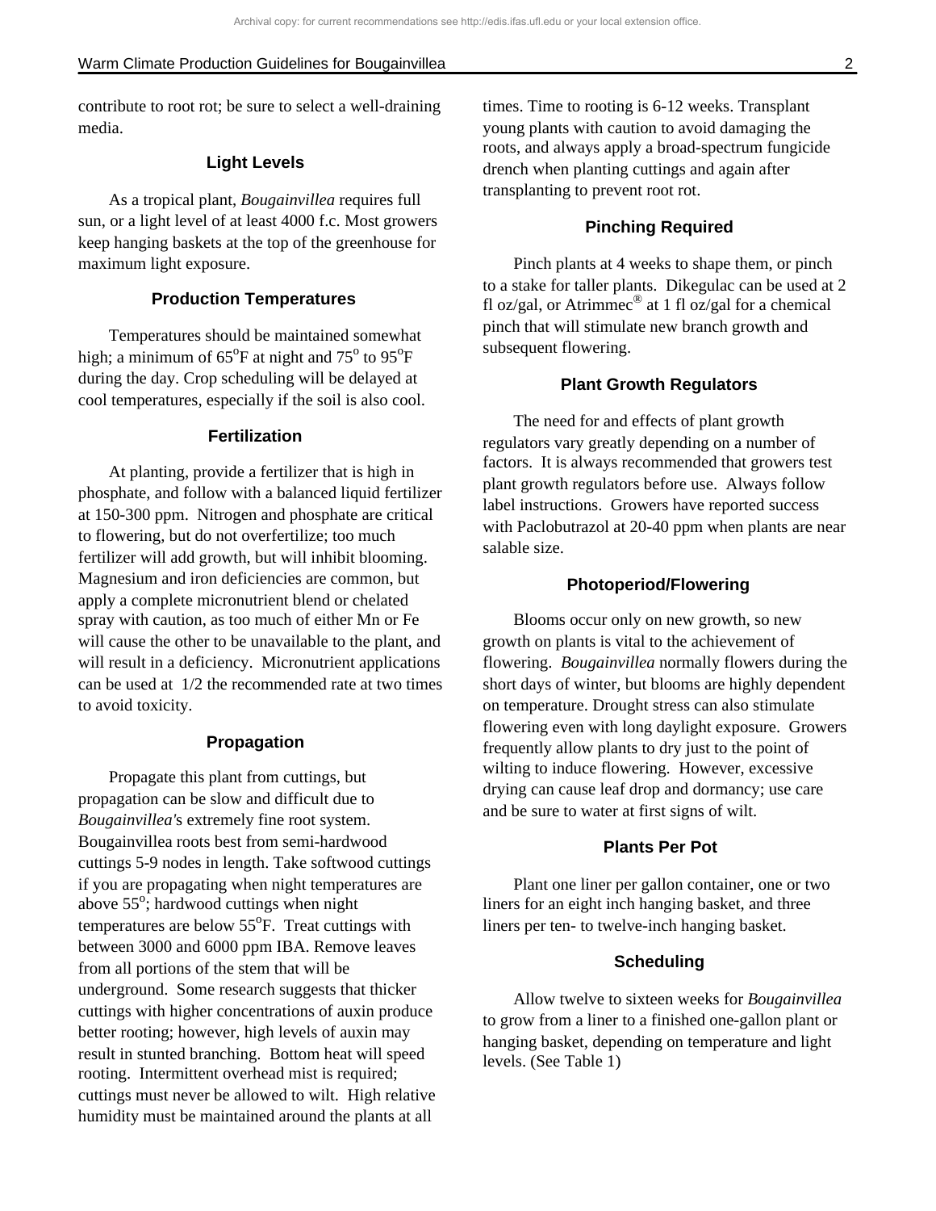contribute to root rot; be sure to select a well-draining media.

### Light Levels

As a tropical plant, *Bougainvillea* requires full sun, or a light level of at least 4000 f.c. Most growers keep hanging baskets at the top of the greenhouse for maximum light exposure.

### Production Temperatures

Temperatures should be maintained somewhat high; a minimum of 65°F at night and 75° to 95°F during the day. Crop scheduling will be delayed at cool temperatures, especially if the soil is also cool.

### Fertilization

At planting, provide a fertilizer that is high in phosphate, and follow with a balanced liquid fertilizer at 150-300 ppm. Nitrogen and phosphate are critical to flowering, but do not overfertilize; too much fertilizer will add growth, but will inhibit blooming. Magnesium and iron deficiencies are common, but apply a complete micronutrient blend or chelated spray with caution, as too much of either Mn or Fe will cause the other to be unavailable to the plant, and will result in a deficiency. Micronutrient applications can be used at 1/2 the recommended rate at two times to avoid toxicity.

### Propagation

Propagate this plant from cuttings, but propagation can be slow and difficult due to *Bougainvillea's* extremely fine root system. Bougainvillea roots best from semi-hardwood cuttings 5-9 nodes in length. Take softwood cuttings if you are propagating when night temperatures are above 55°; hardwood cuttings when night temperatures are below 55°F. Treat cuttings with between 3000 and 6000 ppm IBA. Remove leaves from all portions of the stem that will be underground. Some research suggests that thicker cuttings with higher concentrations of auxin produce better rooting; however, high levels of auxin may result in stunted branching. Bottom heat will speed rooting. Intermittent overhead mist is required; cuttings must never be allowed to wilt. High relative humidity must be maintained around the plants at all times. Time to rooting is 6-12 weeks. Transplant young plants with caution to avoid damaging the roots, and always apply a broad-spectrum fungicide drench when planting cuttings and again after transplanting to prevent root rot.

### Pinching Required

Pinch plants at 4 weeks to shape them, or pinch to a stake for taller plants. Dikegulac can be used at 2 fl oz/gal, or Atrimmec® at 1 fl oz/gal for a chemical pinch that will stimulate new branch growth and subsequent flowering.

### Plant Growth Regulators

The need for and effects of plant growth regulators vary greatly depending on a number of factors. It is always recommended that growers test plant growth regulators before use. Always follow label instructions. Growers have reported success with Paclobutrazol at 20-40 ppm when plants are near salable size.

### Photoperiod/Flowering

Blooms occur only on new growth, so new growth on plants is vital to the achievement of flowering. *Bougainvillea* normally flowers during the short days of winter, but blooms are highly dependent on temperature. Drought stress can also stimulate flowering even with long daylight exposure. Growers frequently allow plants to dry just to the point of wilting to induce flowering. However, excessive drying can cause leaf drop and dormancy; use care and be sure to water at first signs of wilt.

### Plants Per Pot

Plant one liner per gallon container, one or two liners for an eight inch hanging basket, and three liners per ten- to twelve-inch hanging basket.

### Scheduling

Allow twelve to sixteen weeks for *Bougainvillea* to grow from a liner to a finished one-gallon plant or hanging basket, depending on temperature and light levels. (See Table 1)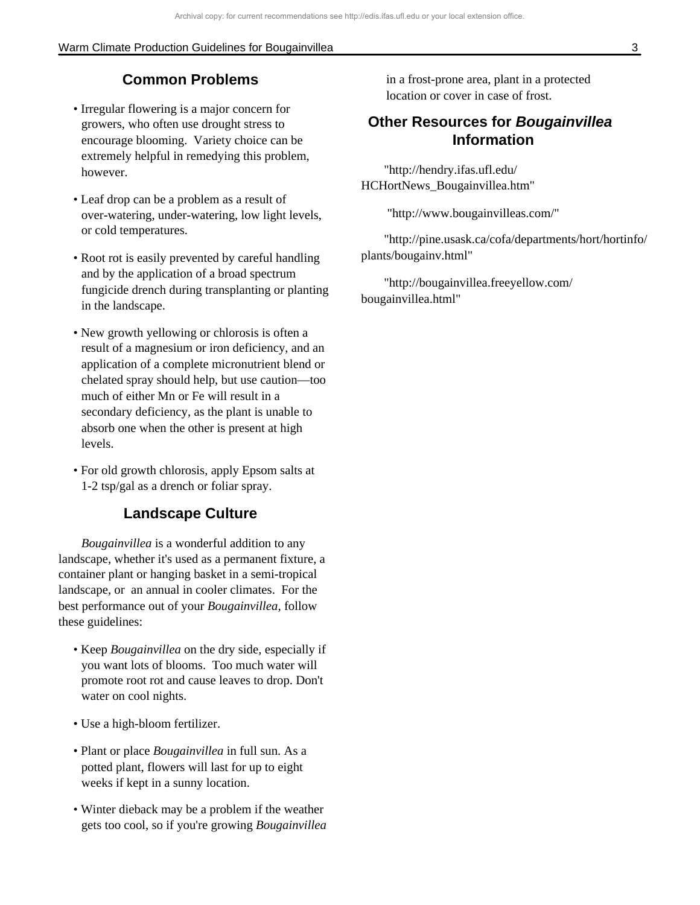## Common Problems

- Irregular flowering is a major concern for growers, who often use drought stress to encourage blooming. Variety choice can be extremely helpful in remedying this problem, however.
- Leaf drop can be a problem as a result of over-watering, under-watering, low light levels, or cold temperatures.
- Root rot is easily prevented by careful handling and by the application of a broad spectrum fungicide drench during transplanting or planting in the landscape.
- New growth yellowing or chlorosis is often a result of a magnesium or iron deficiency, and an application of a complete micronutrient blend or chelated spray should help, but use caution—too much of either Mn or Fe will result in a secondary deficiency, as the plant is unable to absorb one when the other is present at high levels.
- For old growth chlorosis, apply Epsom salts at 1-2 tsp/gal as a drench or foliar spray.

## Landscape Culture

*Bougainvillea* is a wonderful addition to any landscape, whether it's used as a permanent fixture, a container plant or hanging basket in a semi-tropical landscape, or an annual in cooler climates. For the best performance out of your *Bougainvillea*, follow these guidelines:

- Keep *Bougainvillea* on the dry side, especially if you want lots of blooms. Too much water will promote root rot and cause leaves to drop. Don't water on cool nights.
- Use a high-bloom fertilizer.
- Plant or place *Bougainvillea* in full sun. As a potted plant, flowers will last for up to eight weeks if kept in a sunny location.
- Winter dieback may be a problem if the weather gets too cool, so if you're growing *Bougainvillea* in a frost-prone area, plant in a protected location or cover in case of frost.

## Other Resources for *Bougainvillea* Information

"http://hendry.ifas.ufl.edu/HCHortNews_Bougainvillea.htm"

"http://www.bougainvilleas.com/"

"http://pine.usask.ca/cofa/departments/hort/hortinfo/plants/bougainv.html"

"http://bougainvillea.freeyellow.com/bougainvillea.html"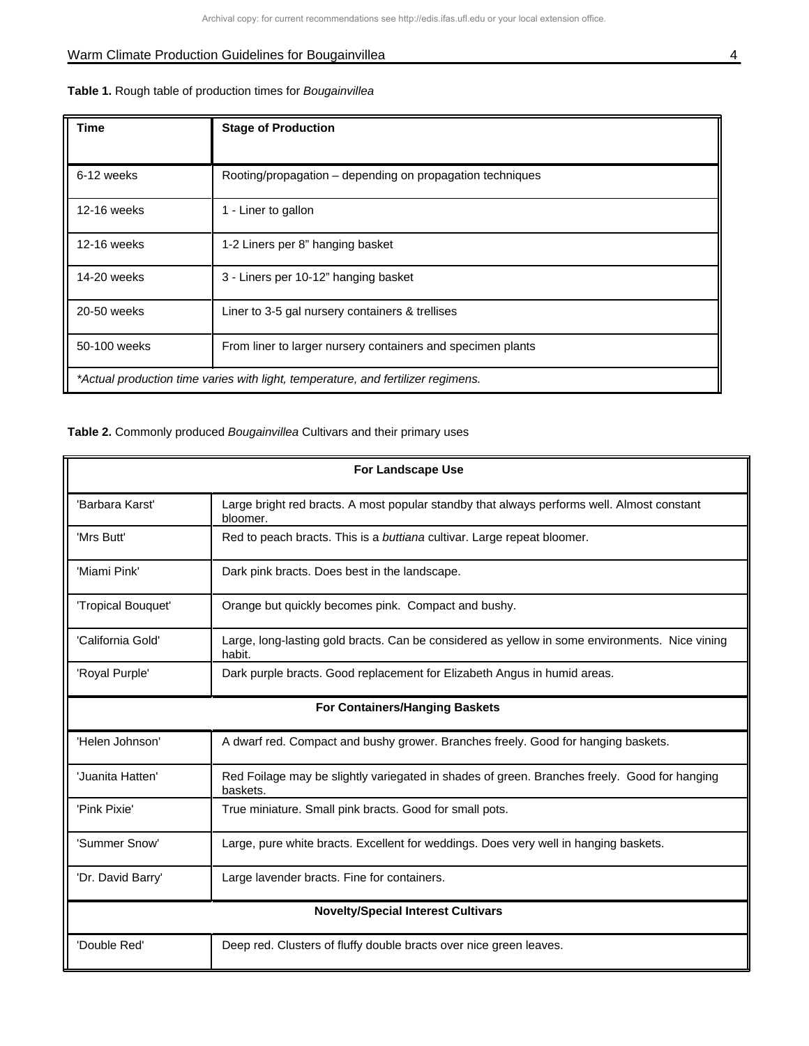**Table 1.** Rough table of production times for *Bougainvillea*

| Time | Stage of Production |
| --- | --- |
| 6-12 weeks | Rooting/propagation – depending on propagation techniques |
| 12-16 weeks | 1 - Liner to gallon |
| 12-16 weeks | 1-2 Liners per 8" hanging basket |
| 14-20 weeks | 3 - Liners per 10-12" hanging basket |
| 20-50 weeks | Liner to 3-5 gal nursery containers & trellises |
| 50-100 weeks | From liner to larger nursery containers and specimen plants |
| *\*Actual production time varies with light, temperature, and fertilizer regimens.* | |

**Table 2.** Commonly produced *Bougainvillea* Cultivars and their primary uses

| **For Landscape Use** | |
| --- | --- |
| 'Barbara Karst' | Large bright red bracts. A most popular standby that always performs well. Almost constant bloomer. |
| 'Mrs Butt' | Red to peach bracts. This is a *buttiana* cultivar. Large repeat bloomer. |
| 'Miami Pink' | Dark pink bracts. Does best in the landscape. |
| 'Tropical Bouquet' | Orange but quickly becomes pink. Compact and bushy. |
| 'California Gold' | Large, long-lasting gold bracts. Can be considered as yellow in some environments. Nice vining habit. |
| 'Royal Purple' | Dark purple bracts. Good replacement for Elizabeth Angus in humid areas. |
| **For Containers/Hanging Baskets** | |
| 'Helen Johnson' | A dwarf red. Compact and bushy grower. Branches freely. Good for hanging baskets. |
| 'Juanita Hatten' | Red Foilage may be slightly variegated in shades of green. Branches freely. Good for hanging baskets. |
| 'Pink Pixie' | True miniature. Small pink bracts. Good for small pots. |
| 'Summer Snow' | Large, pure white bracts. Excellent for weddings. Does very well in hanging baskets. |
| 'Dr. David Barry' | Large lavender bracts. Fine for containers. |
| **Novelty/Special Interest Cultivars** | |
| 'Double Red' | Deep red. Clusters of fluffy double bracts over nice green leaves. |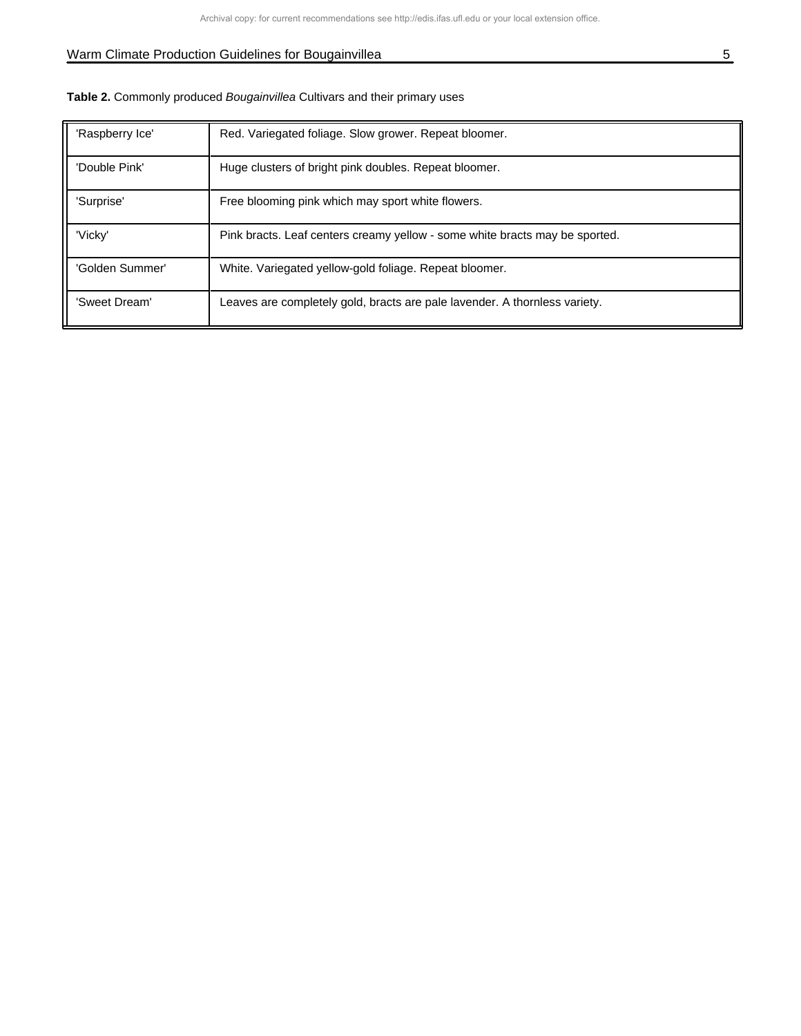**Table 2.** Commonly produced *Bougainvillea* Cultivars and their primary uses

| | |
|---|---|
| 'Raspberry Ice' | Red. Variegated foliage. Slow grower. Repeat bloomer. |
| 'Double Pink' | Huge clusters of bright pink doubles. Repeat bloomer. |
| 'Surprise' | Free blooming pink which may sport white flowers. |
| 'Vicky' | Pink bracts. Leaf centers creamy yellow - some white bracts may be sported. |
| 'Golden Summer' | White. Variegated yellow-gold foliage. Repeat bloomer. |
| 'Sweet Dream' | Leaves are completely gold, bracts are pale lavender. A thornless variety. |